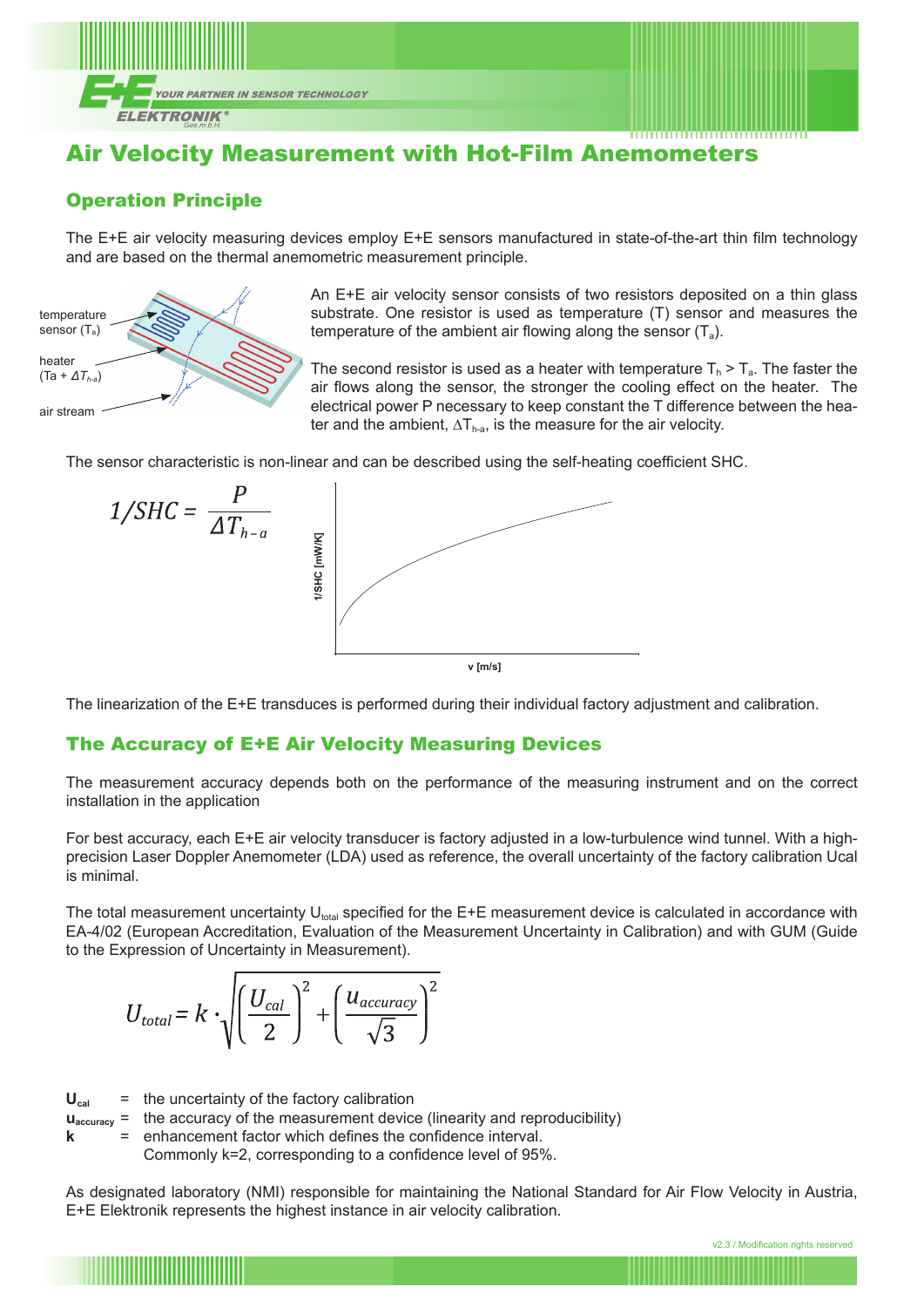# Air Velocity Measurement with Hot-Film Anemometers

## Operation Principle

The E+E air velocity measuring devices employ E+E sensors manufactured in state-of-the-art thin film technology and are based on the thermal anemometric measurement principle.

An E+E air velocity sensor consists of two resistors deposited on a thin glass substrate. One resistor is used as temperature (T) sensor and measures the temperature of the ambient air flowing along the sensor ($T_a$).

The second resistor is used as a heater with temperature $T_h > T_a$. The faster the air flows along the sensor, the stronger the cooling effect on the heater. The electrical power P necessary to keep constant the T difference between the heater and the ambient, $\Delta T_{h\text{-}a}$, is the measure for the air velocity.

The sensor characteristic is non-linear and can be described using the self-heating coefficient SHC.

$$1/SHC = \frac{P}{\Delta T_{h-a}}$$

The linearization of the E+E transduces is performed during their individual factory adjustment and calibration.

## The Accuracy of E+E Air Velocity Measuring Devices

The measurement accuracy depends both on the performance of the measuring instrument and on the correct installation in the application

For best accuracy, each E+E air velocity transducer is factory adjusted in a low-turbulence wind tunnel. With a high-precision Laser Doppler Anemometer (LDA) used as reference, the overall uncertainty of the factory calibration Ucal is minimal.

The total measurement uncertainty $U_{total}$ specified for the E+E measurement device is calculated in accordance with EA-4/02 (European Accreditation, Evaluation of the Measurement Uncertainty in Calibration) and with GUM (Guide to the Expression of Uncertainty in Measurement).

$$U_{total} = k \cdot \sqrt{\left(\frac{U_{cal}}{2}\right)^2 + \left(\frac{u_{accuracy}}{\sqrt{3}}\right)^2}$$

**$U_{cal}$** = the uncertainty of the factory calibration
**$u_{accuracy}$** = the accuracy of the measurement device (linearity and reproducibility)
**k** = enhancement factor which defines the confidence interval.
Commonly k=2, corresponding to a confidence level of 95%.

As designated laboratory (NMI) responsible for maintaining the National Standard for Air Flow Velocity in Austria, E+E Elektronik represents the highest instance in air velocity calibration.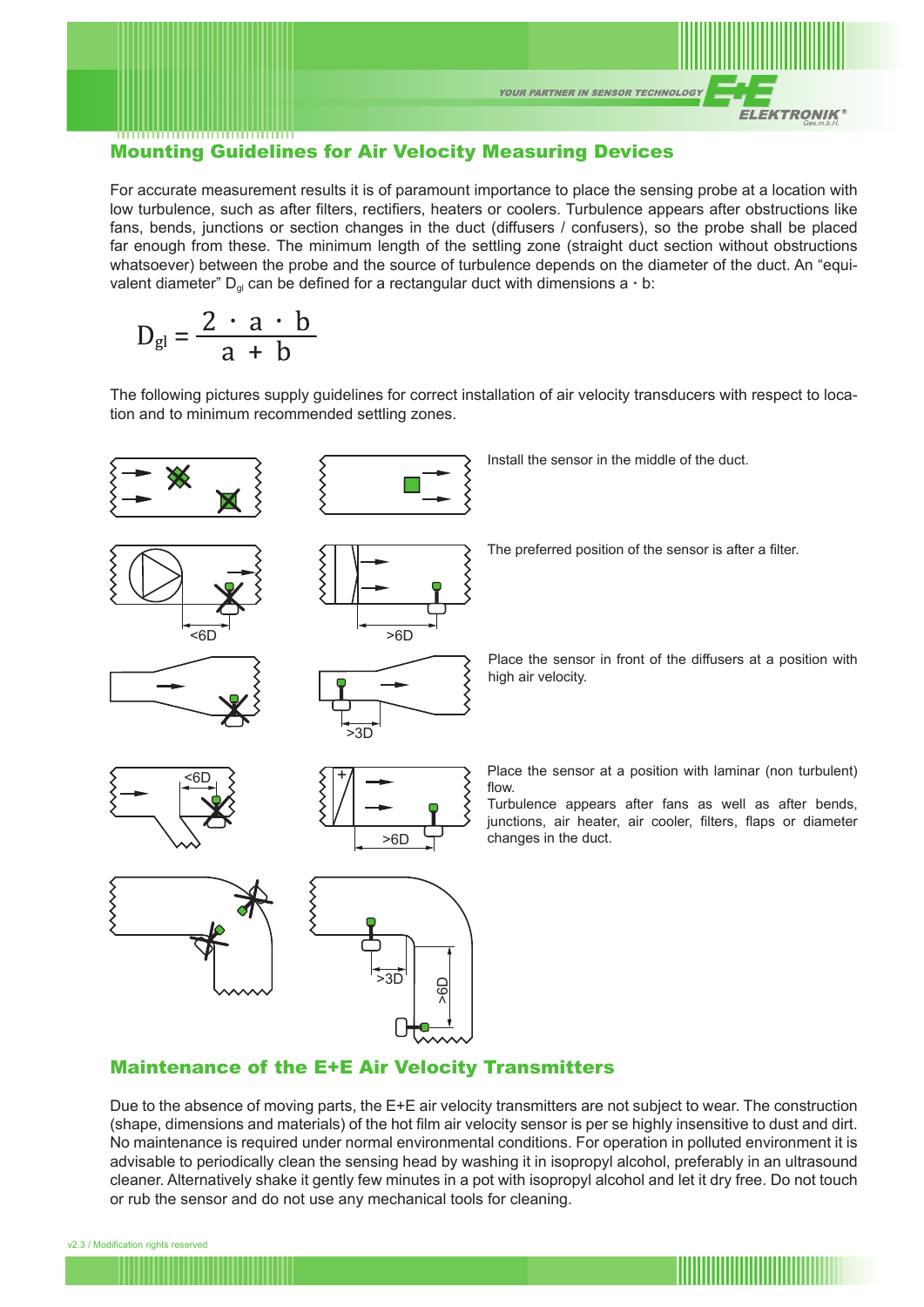## Mounting Guidelines for Air Velocity Measuring Devices

For accurate measurement results it is of paramount importance to place the sensing probe at a location with low turbulence, such as after filters, rectifiers, heaters or coolers. Turbulence appears after obstructions like fans, bends, junctions or section changes in the duct (diffusers / confusers), so the probe shall be placed far enough from these. The minimum length of the settling zone (straight duct section without obstructions whatsoever) between the probe and the source of turbulence depends on the diameter of the duct. An "equivalent diameter" $D_{gl}$ can be defined for a rectangular duct with dimensions a · b:

$$D_{gl} = \frac{2 \cdot a \cdot b}{a + b}$$

The following pictures supply guidelines for correct installation of air velocity transducers with respect to location and to minimum recommended settling zones.

Install the sensor in the middle of the duct.

<6D

>6D

The preferred position of the sensor is after a filter.

>3D

Place the sensor in front of the diffusers at a position with high air velocity.

<6D

>6D

Place the sensor at a position with laminar (non turbulent) flow.

Turbulence appears after fans as well as after bends, junctions, air heater, air cooler, filters, flaps or diameter changes in the duct.

>3D

>6D

## Maintenance of the E+E Air Velocity Transmitters

Due to the absence of moving parts, the E+E air velocity transmitters are not subject to wear. The construction (shape, dimensions and materials) of the hot film air velocity sensor is per se highly insensitive to dust and dirt. No maintenance is required under normal environmental conditions. For operation in polluted environment it is advisable to periodically clean the sensing head by washing it in isopropyl alcohol, preferably in an ultrasound cleaner. Alternatively shake it gently few minutes in a pot with isopropyl alcohol and let it dry free. Do not touch or rub the sensor and do not use any mechanical tools for cleaning.

v2.3 / Modification rights reserved